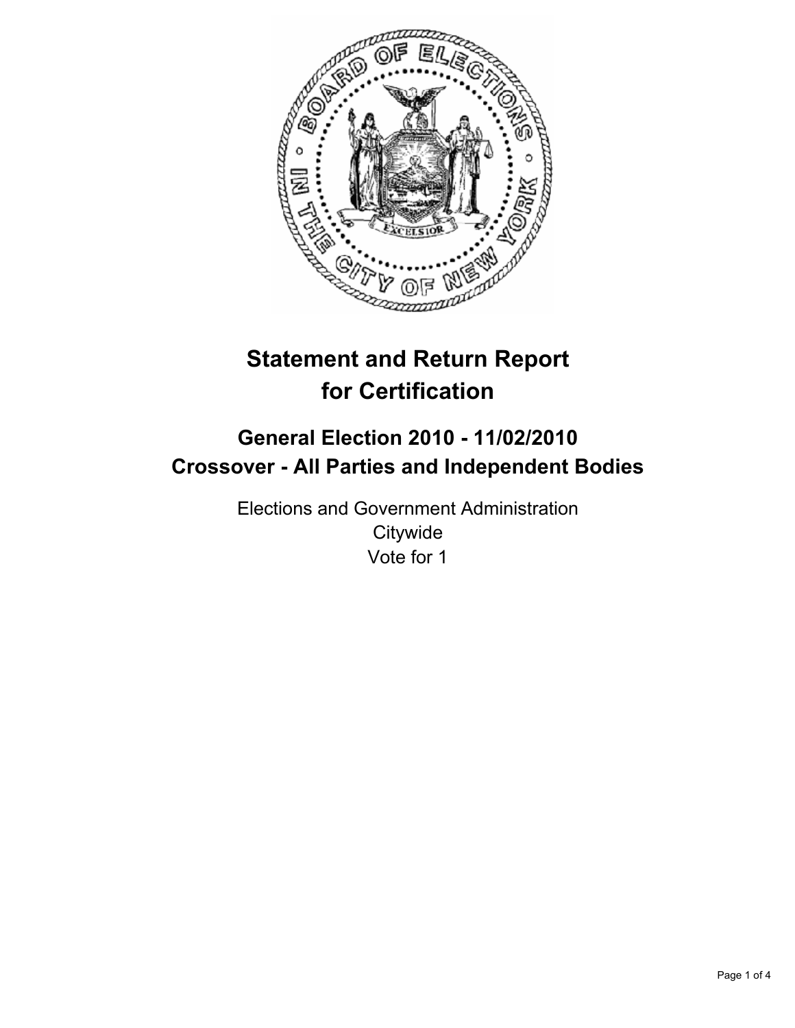# Statement and Return Report for Certification

## General Election 2010 - 11/02/2010
## Crossover - All Parties and Independent Bodies

Elections and Government Administration
Citywide
Vote for 1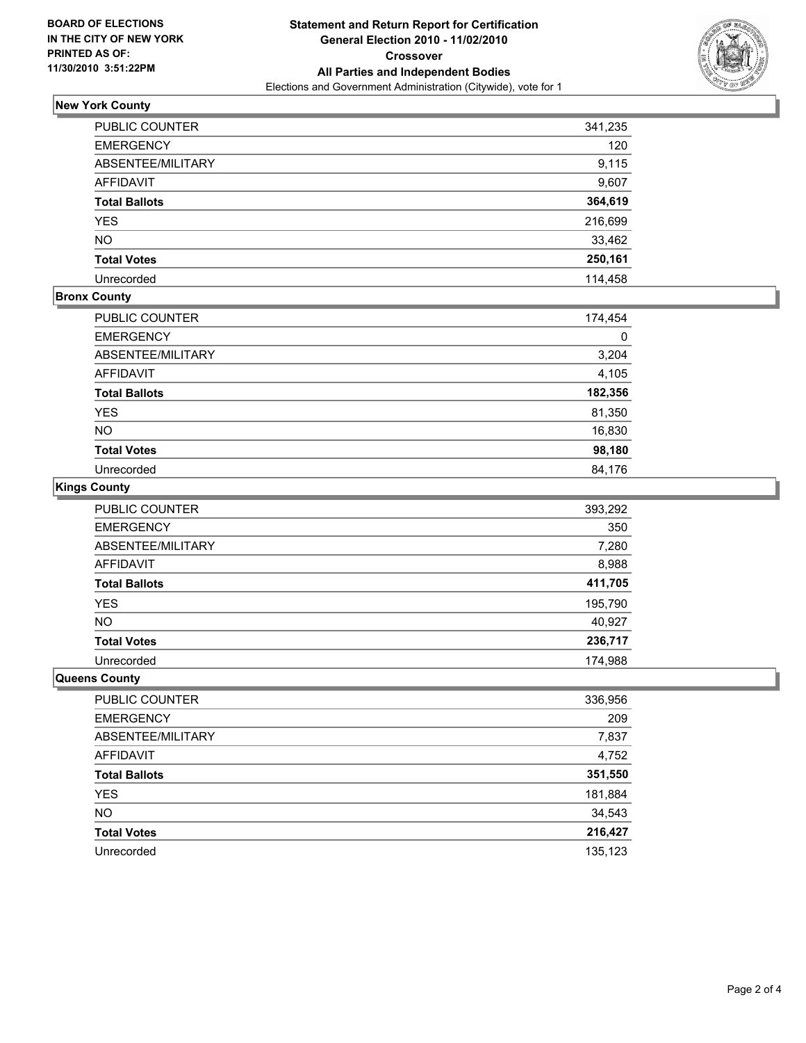**BOARD OF ELECTIONS IN THE CITY OF NEW YORK PRINTED AS OF: 11/30/2010 3:51:22PM**

# Statement and Return Report for Certification
## General Election 2010 - 11/02/2010
## Crossover
## All Parties and Independent Bodies
Elections and Government Administration (Citywide), vote for 1

### New York County

| | |
|---|---|
| PUBLIC COUNTER | 341,235 |
| EMERGENCY | 120 |
| ABSENTEE/MILITARY | 9,115 |
| AFFIDAVIT | 9,607 |
| **Total Ballots** | **364,619** |
| YES | 216,699 |
| NO | 33,462 |
| **Total Votes** | **250,161** |
| Unrecorded | 114,458 |

### Bronx County

| | |
|---|---|
| PUBLIC COUNTER | 174,454 |
| EMERGENCY | 0 |
| ABSENTEE/MILITARY | 3,204 |
| AFFIDAVIT | 4,105 |
| **Total Ballots** | **182,356** |
| YES | 81,350 |
| NO | 16,830 |
| **Total Votes** | **98,180** |
| Unrecorded | 84,176 |

### Kings County

| | |
|---|---|
| PUBLIC COUNTER | 393,292 |
| EMERGENCY | 350 |
| ABSENTEE/MILITARY | 7,280 |
| AFFIDAVIT | 8,988 |
| **Total Ballots** | **411,705** |
| YES | 195,790 |
| NO | 40,927 |
| **Total Votes** | **236,717** |
| Unrecorded | 174,988 |

### Queens County

| | |
|---|---|
| PUBLIC COUNTER | 336,956 |
| EMERGENCY | 209 |
| ABSENTEE/MILITARY | 7,837 |
| AFFIDAVIT | 4,752 |
| **Total Ballots** | **351,550** |
| YES | 181,884 |
| NO | 34,543 |
| **Total Votes** | **216,427** |
| Unrecorded | 135,123 |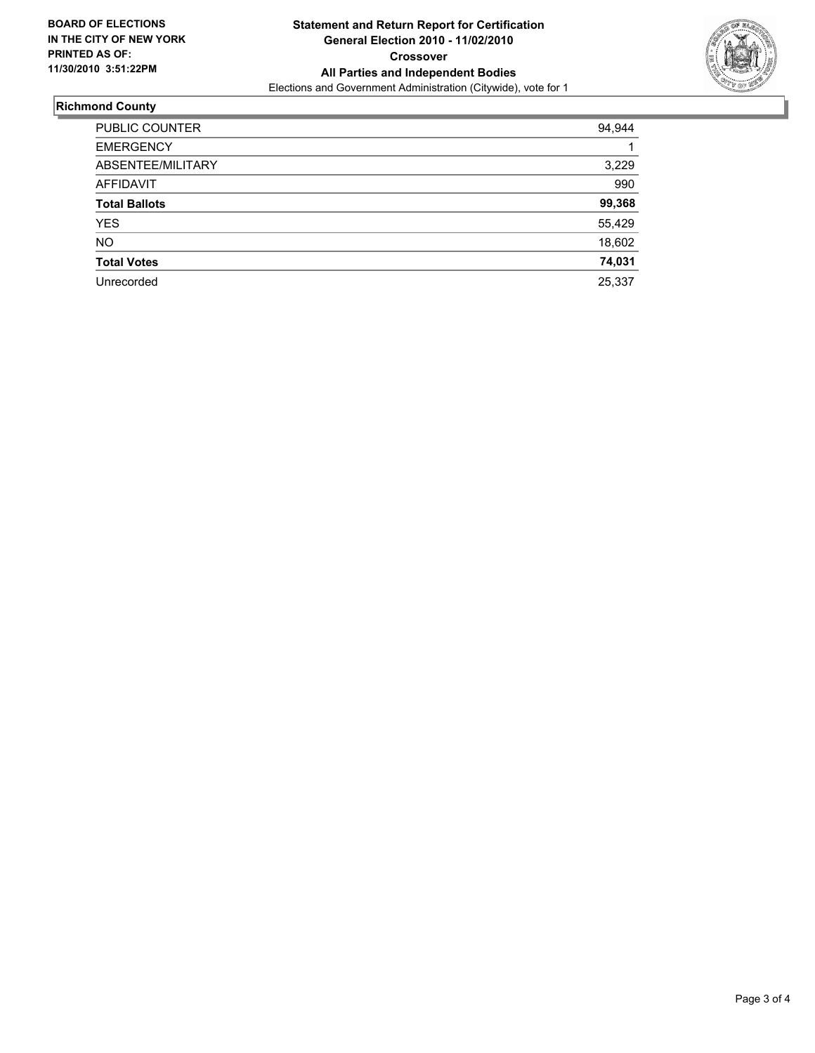**BOARD OF ELECTIONS IN THE CITY OF NEW YORK PRINTED AS OF: 11/30/2010 3:51:22PM**

**Statement and Return Report for Certification**
**General Election 2010 - 11/02/2010**
**Crossover**
**All Parties and Independent Bodies**
Elections and Government Administration (Citywide), vote for 1

## Richmond County

| | |
|---|---:|
| PUBLIC COUNTER | 94,944 |
| EMERGENCY | 1 |
| ABSENTEE/MILITARY | 3,229 |
| AFFIDAVIT | 990 |
| **Total Ballots** | **99,368** |
| YES | 55,429 |
| NO | 18,602 |
| **Total Votes** | **74,031** |
| Unrecorded | 25,337 |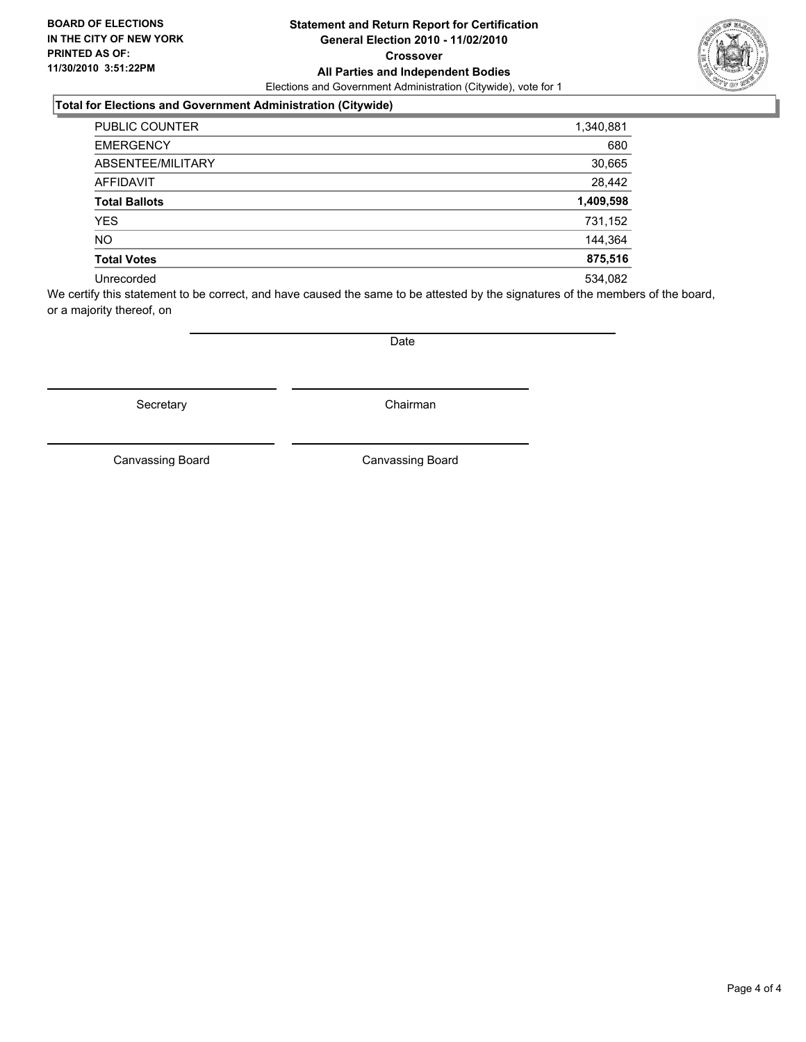**BOARD OF ELECTIONS IN THE CITY OF NEW YORK PRINTED AS OF: 11/30/2010 3:51:22PM**

**Statement and Return Report for Certification General Election 2010 - 11/02/2010 Crossover All Parties and Independent Bodies**

Elections and Government Administration (Citywide), vote for 1

### Total for Elections and Government Administration (Citywide)

| | |
|---|---|
| PUBLIC COUNTER | 1,340,881 |
| EMERGENCY | 680 |
| ABSENTEE/MILITARY | 30,665 |
| AFFIDAVIT | 28,442 |
| **Total Ballots** | **1,409,598** |
| YES | 731,152 |
| NO | 144,364 |
| **Total Votes** | **875,516** |
| Unrecorded | 534,082 |

We certify this statement to be correct, and have caused the same to be attested by the signatures of the members of the board, or a majority thereof, on

Date

Secretary

Chairman

Canvassing Board

Canvassing Board